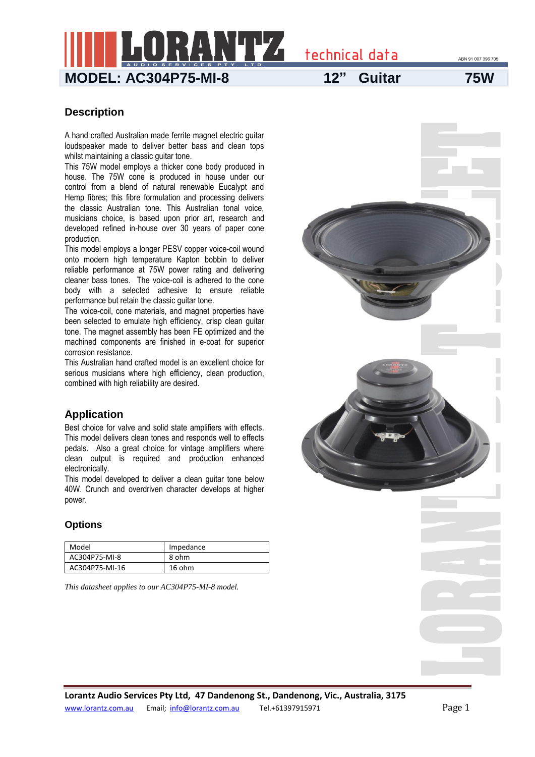# MODEL: AC304P75-MI-8 — 12" Guitar — 75W

## Description

A hand crafted Australian made ferrite magnet electric guitar loudspeaker made to deliver better bass and clean tops whilst maintaining a classic guitar tone.

This 75W model employs a thicker cone body produced in house. The 75W cone is produced in house under our control from a blend of natural renewable Eucalypt and Hemp fibres; this fibre formulation and processing delivers the classic Australian tone. This Australian tonal voice, musicians choice, is based upon prior art, research and developed refined in-house over 30 years of paper cone production.

This model employs a longer PESV copper voice-coil wound onto modern high temperature Kapton bobbin to deliver reliable performance at 75W power rating and delivering cleaner bass tones. The voice-coil is adhered to the cone body with a selected adhesive to ensure reliable performance but retain the classic guitar tone.

The voice-coil, cone materials, and magnet properties have been selected to emulate high efficiency, crisp clean guitar tone. The magnet assembly has been FE optimized and the machined components are finished in e-coat for superior corrosion resistance.

This Australian hand crafted model is an excellent choice for serious musicians where high efficiency, clean production, combined with high reliability are desired.

## Application

Best choice for valve and solid state amplifiers with effects. This model delivers clean tones and responds well to effects pedals. Also a great choice for vintage amplifiers where clean output is required and production enhanced electronically.

This model developed to deliver a clean guitar tone below 40W. Crunch and overdriven character develops at higher power.

## Options

| Model | Impedance |
|---|---|
| AC304P75-MI-8 | 8 ohm |
| AC304P75-MI-16 | 16 ohm |

*This datasheet applies to our AC304P75-MI-8 model.*

**Lorantz Audio Services Pty Ltd, 47 Dandenong St., Dandenong, Vic., Australia, 3175**

www.lorantz.com.au Email; info@lorantz.com.au Tel.+61397915971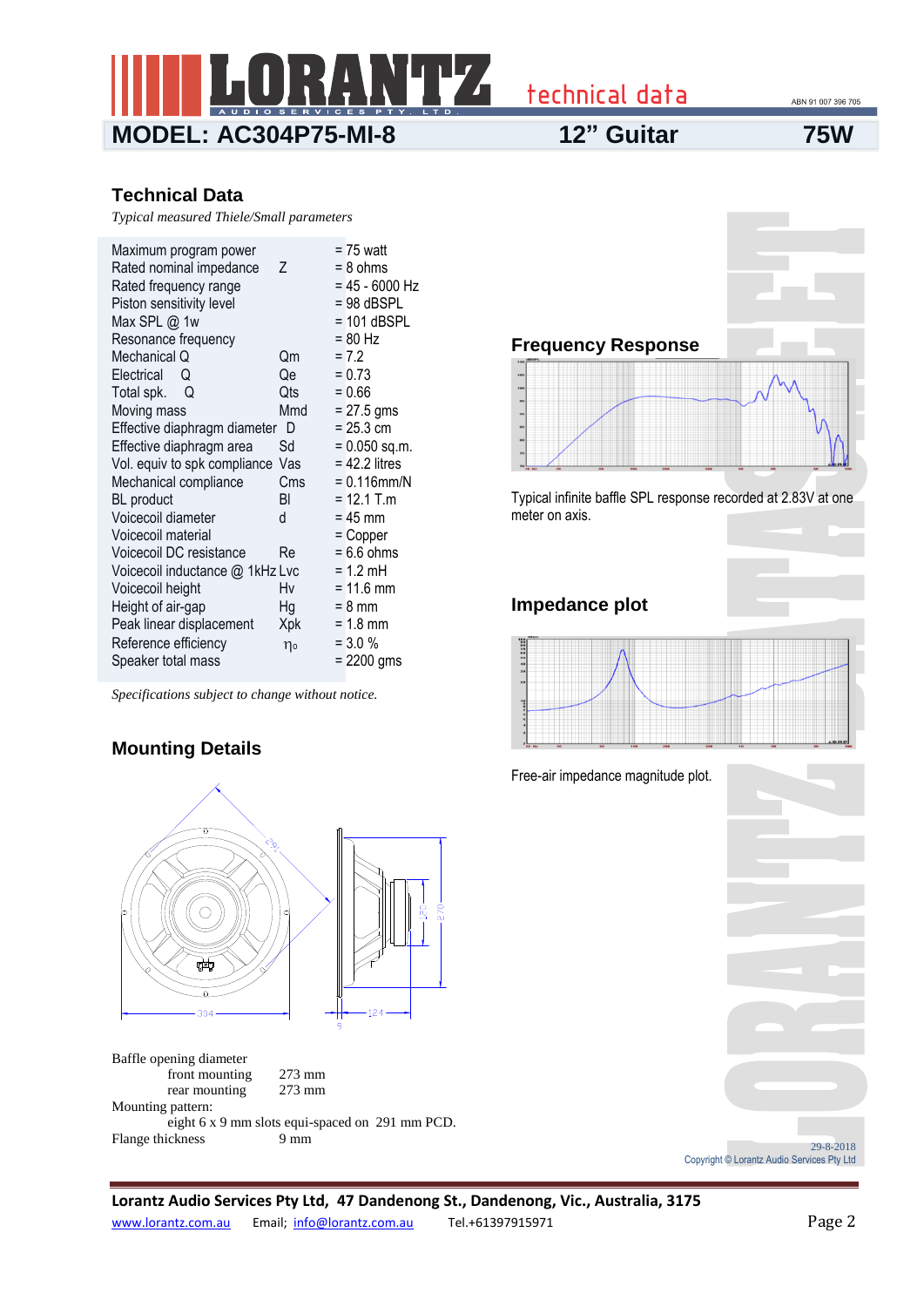LORANTZ AUDIO SERVICES PTY. LTD. technical data ABN 91 007 396 705

# MODEL: AC304P75-MI-8 12" Guitar 75W

## Technical Data

*Typical measured Thiele/Small parameters*

| | | |
|---|---|---|
| Maximum program power | | = 75 watt |
| Rated nominal impedance | Z | = 8 ohms |
| Rated frequency range | | = 45 - 6000 Hz |
| Piston sensitivity level | | = 98 dBSPL |
| Max SPL @ 1w | | = 101 dBSPL |
| Resonance frequency | | = 80 Hz |
| Mechanical Q | Qm | = 7.2 |
| Electrical Q | Qe | = 0.73 |
| Total spk. Q | Qts | = 0.66 |
| Moving mass | Mmd | = 27.5 gms |
| Effective diaphragm diameter | D | = 25.3 cm |
| Effective diaphragm area | Sd | = 0.050 sq.m. |
| Vol. equiv to spk compliance | Vas | = 42.2 litres |
| Mechanical compliance | Cms | = 0.116mm/N |
| BL product | Bl | = 12.1 T.m |
| Voicecoil diameter | d | = 45 mm |
| Voicecoil material | | = Copper |
| Voicecoil DC resistance | Re | = 6.6 ohms |
| Voicecoil inductance @ 1kHz | Lvc | = 1.2 mH |
| Voicecoil height | Hv | = 11.6 mm |
| Height of air-gap | Hg | = 8 mm |
| Peak linear displacement | Xpk | = 1.8 mm |
| Reference efficiency | $\eta_0$ | = 3.0 % |
| Speaker total mass | | = 2200 gms |

*Specifications subject to change without notice.*

## Frequency Response

Typical infinite baffle SPL response recorded at 2.83V at one meter on axis.

## Impedance plot

Free-air impedance magnitude plot.

## Mounting Details

291
120
270
304
124
9

Baffle opening diameter
front mounting 273 mm
rear mounting 273 mm
Mounting pattern:
eight 6 x 9 mm slots equi-spaced on 291 mm PCD.
Flange thickness 9 mm

29-8-2018
Copyright © Lorantz Audio Services Pty Ltd

**Lorantz Audio Services Pty Ltd, 47 Dandenong St., Dandenong, Vic., Australia, 3175**

www.lorantz.com.au Email; info@lorantz.com.au Tel.+61397915971